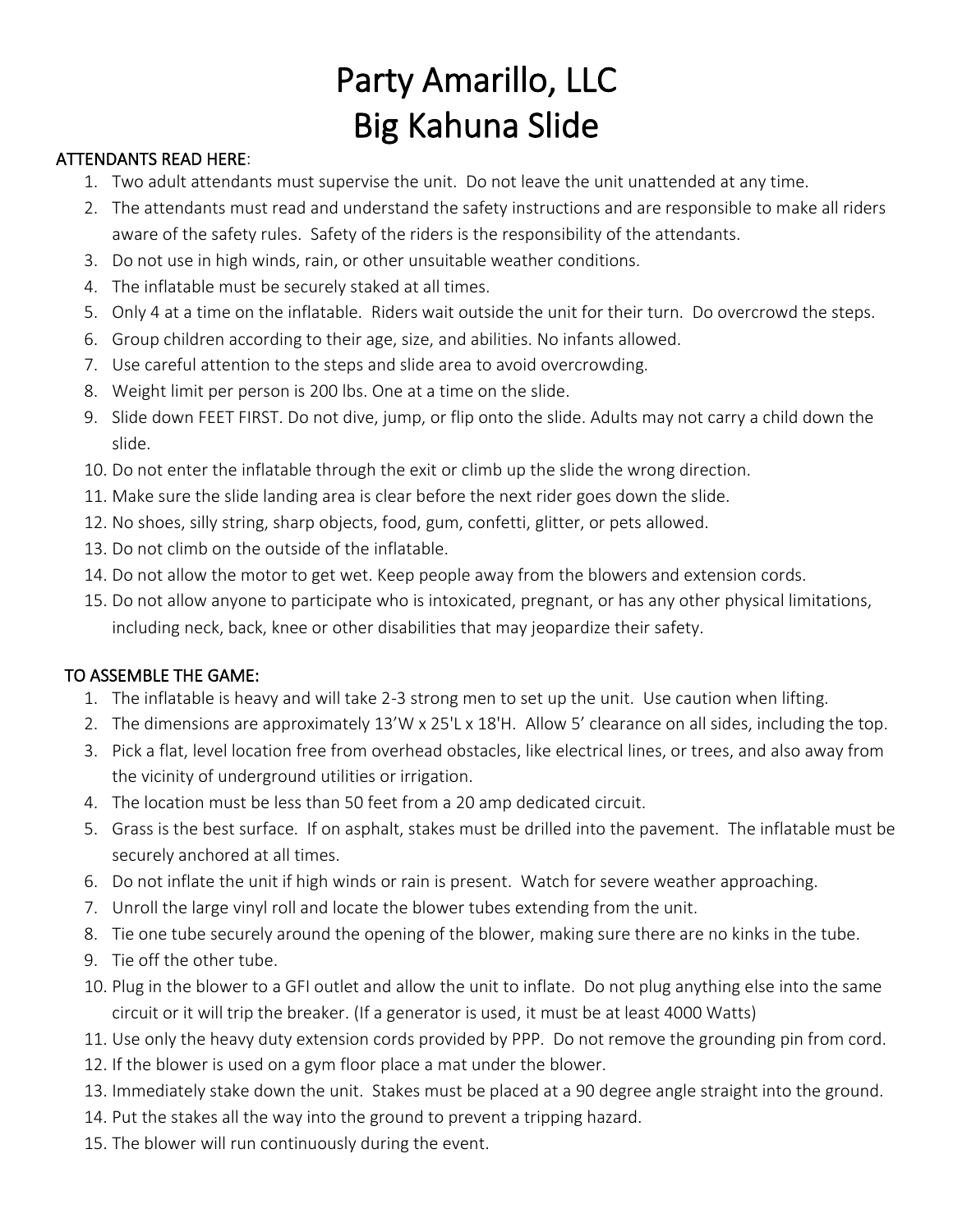# Party Amarillo, LLC
# Big Kahuna Slide

**ATTENDANTS READ HERE**:

1. Two adult attendants must supervise the unit. Do not leave the unit unattended at any time.
2. The attendants must read and understand the safety instructions and are responsible to make all riders aware of the safety rules. Safety of the riders is the responsibility of the attendants.
3. Do not use in high winds, rain, or other unsuitable weather conditions.
4. The inflatable must be securely staked at all times.
5. Only 4 at a time on the inflatable. Riders wait outside the unit for their turn. Do overcrowd the steps.
6. Group children according to their age, size, and abilities. No infants allowed.
7. Use careful attention to the steps and slide area to avoid overcrowding.
8. Weight limit per person is 200 lbs. One at a time on the slide.
9. Slide down FEET FIRST. Do not dive, jump, or flip onto the slide. Adults may not carry a child down the slide.
10. Do not enter the inflatable through the exit or climb up the slide the wrong direction.
11. Make sure the slide landing area is clear before the next rider goes down the slide.
12. No shoes, silly string, sharp objects, food, gum, confetti, glitter, or pets allowed.
13. Do not climb on the outside of the inflatable.
14. Do not allow the motor to get wet. Keep people away from the blowers and extension cords.
15. Do not allow anyone to participate who is intoxicated, pregnant, or has any other physical limitations, including neck, back, knee or other disabilities that may jeopardize their safety.

**TO ASSEMBLE THE GAME:**

1. The inflatable is heavy and will take 2-3 strong men to set up the unit. Use caution when lifting.
2. The dimensions are approximately 13'W x 25'L x 18'H. Allow 5' clearance on all sides, including the top.
3. Pick a flat, level location free from overhead obstacles, like electrical lines, or trees, and also away from the vicinity of underground utilities or irrigation.
4. The location must be less than 50 feet from a 20 amp dedicated circuit.
5. Grass is the best surface. If on asphalt, stakes must be drilled into the pavement. The inflatable must be securely anchored at all times.
6. Do not inflate the unit if high winds or rain is present. Watch for severe weather approaching.
7. Unroll the large vinyl roll and locate the blower tubes extending from the unit.
8. Tie one tube securely around the opening of the blower, making sure there are no kinks in the tube.
9. Tie off the other tube.
10. Plug in the blower to a GFI outlet and allow the unit to inflate. Do not plug anything else into the same circuit or it will trip the breaker. (If a generator is used, it must be at least 4000 Watts)
11. Use only the heavy duty extension cords provided by PPP. Do not remove the grounding pin from cord.
12. If the blower is used on a gym floor place a mat under the blower.
13. Immediately stake down the unit. Stakes must be placed at a 90 degree angle straight into the ground.
14. Put the stakes all the way into the ground to prevent a tripping hazard.
15. The blower will run continuously during the event.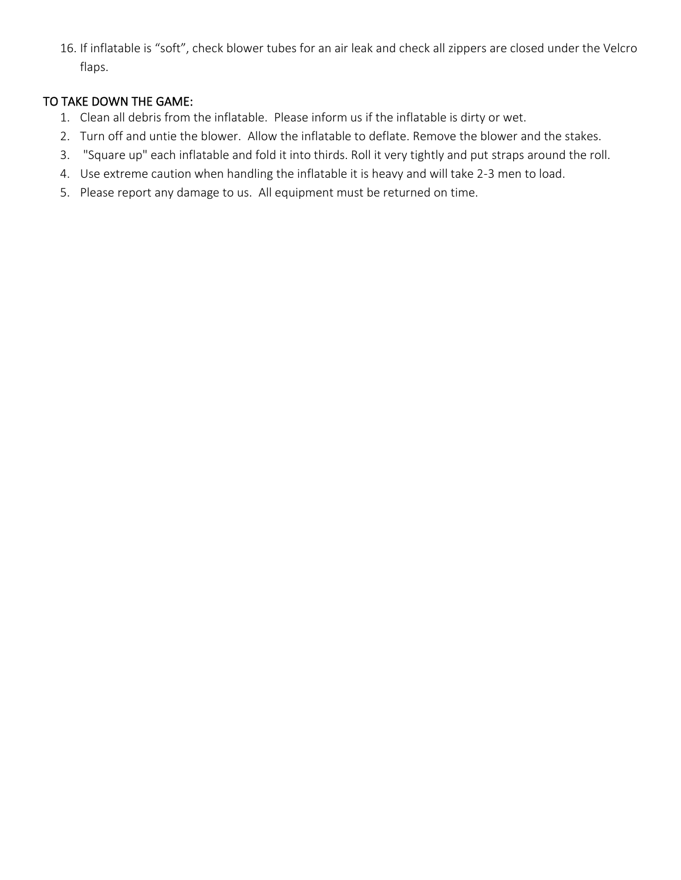16. If inflatable is "soft", check blower tubes for an air leak and check all zippers are closed under the Velcro flaps.

## TO TAKE DOWN THE GAME:

1. Clean all debris from the inflatable. Please inform us if the inflatable is dirty or wet.
2. Turn off and untie the blower. Allow the inflatable to deflate. Remove the blower and the stakes.
3. "Square up" each inflatable and fold it into thirds. Roll it very tightly and put straps around the roll.
4. Use extreme caution when handling the inflatable it is heavy and will take 2-3 men to load.
5. Please report any damage to us. All equipment must be returned on time.